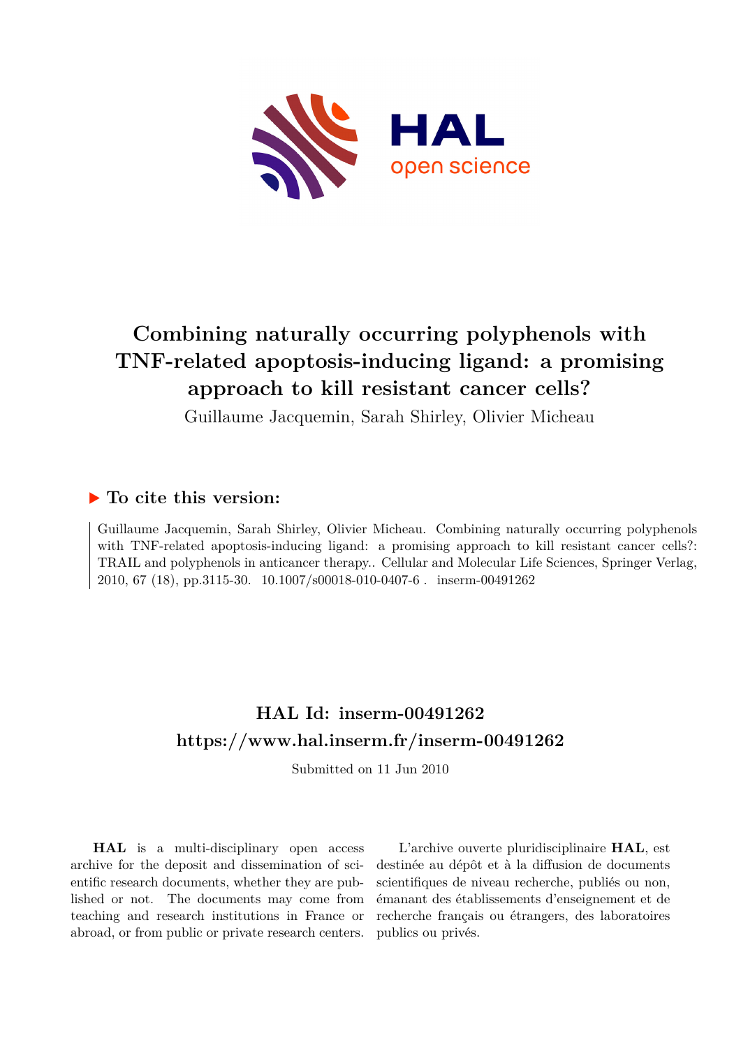# Combining naturally occurring polyphenols with TNF-related apoptosis-inducing ligand: a promising approach to kill resistant cancer cells?

Guillaume Jacquemin, Sarah Shirley, Olivier Micheau

## ▶ To cite this version:

Guillaume Jacquemin, Sarah Shirley, Olivier Micheau. Combining naturally occurring polyphenols with TNF-related apoptosis-inducing ligand: a promising approach to kill resistant cancer cells?: TRAIL and polyphenols in anticancer therapy.. Cellular and Molecular Life Sciences, Springer Verlag, 2010, 67 (18), pp.3115-30. 10.1007/s00018-010-0407-6. inserm-00491262

## HAL Id: inserm-00491262

## https://www.hal.inserm.fr/inserm-00491262

Submitted on 11 Jun 2010

**HAL** is a multi-disciplinary open access archive for the deposit and dissemination of scientific research documents, whether they are published or not. The documents may come from teaching and research institutions in France or abroad, or from public or private research centers.

L'archive ouverte pluridisciplinaire **HAL**, est destinée au dépôt et à la diffusion de documents scientifiques de niveau recherche, publiés ou non, émanant des établissements d'enseignement et de recherche français ou étrangers, des laboratoires publics ou privés.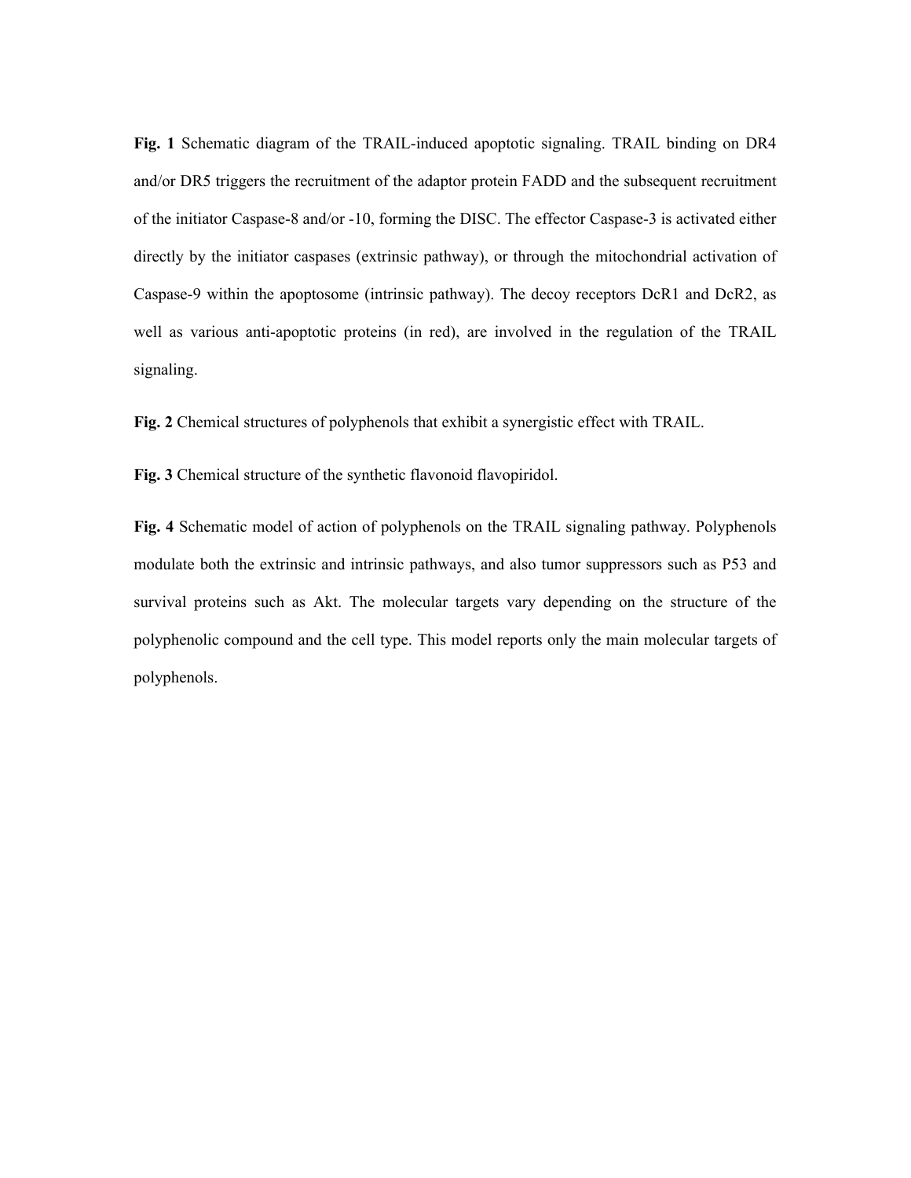**Fig. 1** Schematic diagram of the TRAIL-induced apoptotic signaling. TRAIL binding on DR4 and/or DR5 triggers the recruitment of the adaptor protein FADD and the subsequent recruitment of the initiator Caspase-8 and/or -10, forming the DISC. The effector Caspase-3 is activated either directly by the initiator caspases (extrinsic pathway), or through the mitochondrial activation of Caspase-9 within the apoptosome (intrinsic pathway). The decoy receptors DcR1 and DcR2, as well as various anti-apoptotic proteins (in red), are involved in the regulation of the TRAIL signaling.

**Fig. 2** Chemical structures of polyphenols that exhibit a synergistic effect with TRAIL.

**Fig. 3** Chemical structure of the synthetic flavonoid flavopiridol.

**Fig. 4** Schematic model of action of polyphenols on the TRAIL signaling pathway. Polyphenols modulate both the extrinsic and intrinsic pathways, and also tumor suppressors such as P53 and survival proteins such as Akt. The molecular targets vary depending on the structure of the polyphenolic compound and the cell type. This model reports only the main molecular targets of polyphenols.